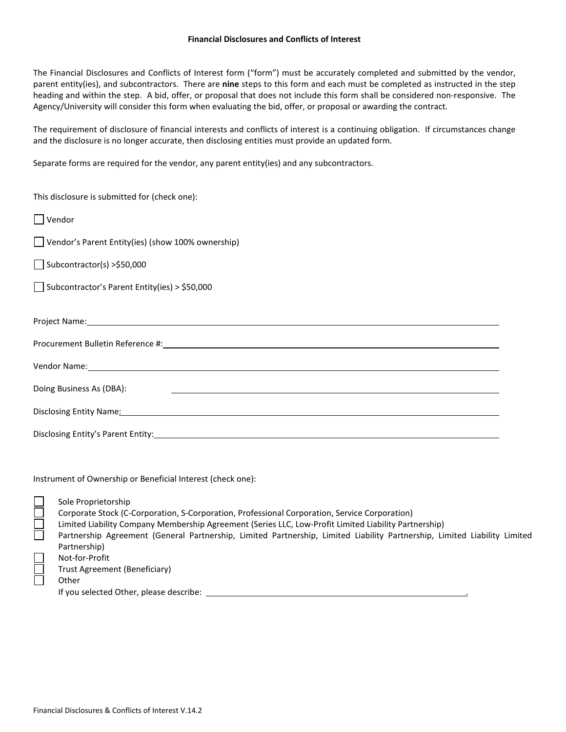# Financial Disclosures and Conflicts of Interest

The Financial Disclosures and Conflicts of Interest form ("form") must be accurately completed and submitted by the vendor, parent entity(ies), and subcontractors. There are **nine** steps to this form and each must be completed as instructed in the step heading and within the step. A bid, offer, or proposal that does not include this form shall be considered non-responsive. The Agency/University will consider this form when evaluating the bid, offer, or proposal or awarding the contract.

The requirement of disclosure of financial interests and conflicts of interest is a continuing obligation. If circumstances change and the disclosure is no longer accurate, then disclosing entities must provide an updated form.

Separate forms are required for the vendor, any parent entity(ies) and any subcontractors.

This disclosure is submitted for (check one):

- ☐ Vendor
- ☐ Vendor's Parent Entity(ies) (show 100% ownership)
- ☐ Subcontractor(s) >$50,000
- ☐ Subcontractor's Parent Entity(ies) > $50,000

Project Name: ____________________

Procurement Bulletin Reference #: ____________________

Vendor Name: ____________________

Doing Business As (DBA): ____________________

Disclosing Entity Name: ____________________

Disclosing Entity's Parent Entity: ____________________

Instrument of Ownership or Beneficial Interest (check one):

- ☐ Sole Proprietorship
- ☐ Corporate Stock (C-Corporation, S-Corporation, Professional Corporation, Service Corporation)
- ☐ Limited Liability Company Membership Agreement (Series LLC, Low-Profit Limited Liability Partnership)
- ☐ Partnership Agreement (General Partnership, Limited Partnership, Limited Liability Partnership, Limited Liability Limited Partnership)
- ☐ Not-for-Profit
- ☐ Trust Agreement (Beneficiary)
- ☐ Other

  If you selected Other, please describe: ____________________.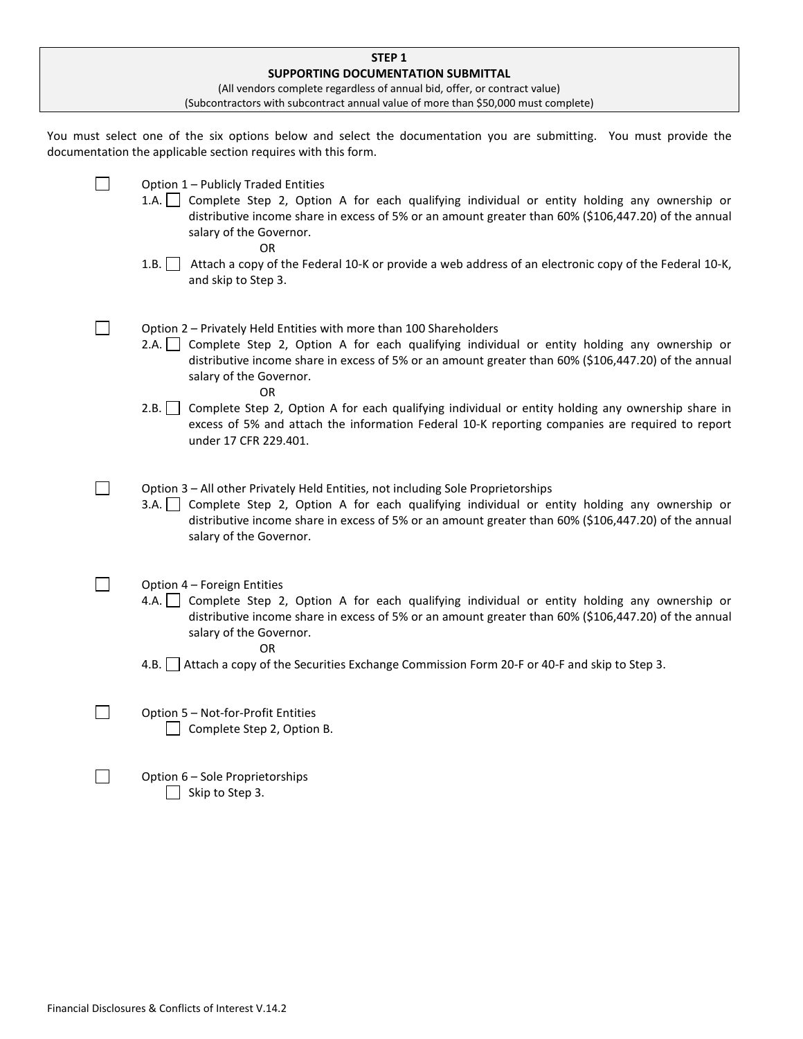**STEP 1**

**SUPPORTING DOCUMENTATION SUBMITTAL**

(All vendors complete regardless of annual bid, offer, or contract value)

(Subcontractors with subcontract annual value of more than $50,000 must complete)

You must select one of the six options below and select the documentation you are submitting. You must provide the documentation the applicable section requires with this form.

☐ Option 1 – Publicly Traded Entities

- 1.A. ☐ Complete Step 2, Option A for each qualifying individual or entity holding any ownership or distributive income share in excess of 5% or an amount greater than 60% ($106,447.20) of the annual salary of the Governor.

  OR

- 1.B. ☐ Attach a copy of the Federal 10-K or provide a web address of an electronic copy of the Federal 10-K, and skip to Step 3.

☐ Option 2 – Privately Held Entities with more than 100 Shareholders

- 2.A. ☐ Complete Step 2, Option A for each qualifying individual or entity holding any ownership or distributive income share in excess of 5% or an amount greater than 60% ($106,447.20) of the annual salary of the Governor.

  OR

- 2.B. ☐ Complete Step 2, Option A for each qualifying individual or entity holding any ownership share in excess of 5% and attach the information Federal 10-K reporting companies are required to report under 17 CFR 229.401.

☐ Option 3 – All other Privately Held Entities, not including Sole Proprietorships

- 3.A. ☐ Complete Step 2, Option A for each qualifying individual or entity holding any ownership or distributive income share in excess of 5% or an amount greater than 60% ($106,447.20) of the annual salary of the Governor.

☐ Option 4 – Foreign Entities

- 4.A. ☐ Complete Step 2, Option A for each qualifying individual or entity holding any ownership or distributive income share in excess of 5% or an amount greater than 60% ($106,447.20) of the annual salary of the Governor.

  OR

- 4.B. ☐ Attach a copy of the Securities Exchange Commission Form 20-F or 40-F and skip to Step 3.

☐ Option 5 – Not-for-Profit Entities

- ☐ Complete Step 2, Option B.

☐ Option 6 – Sole Proprietorships

- ☐ Skip to Step 3.

Financial Disclosures & Conflicts of Interest V.14.2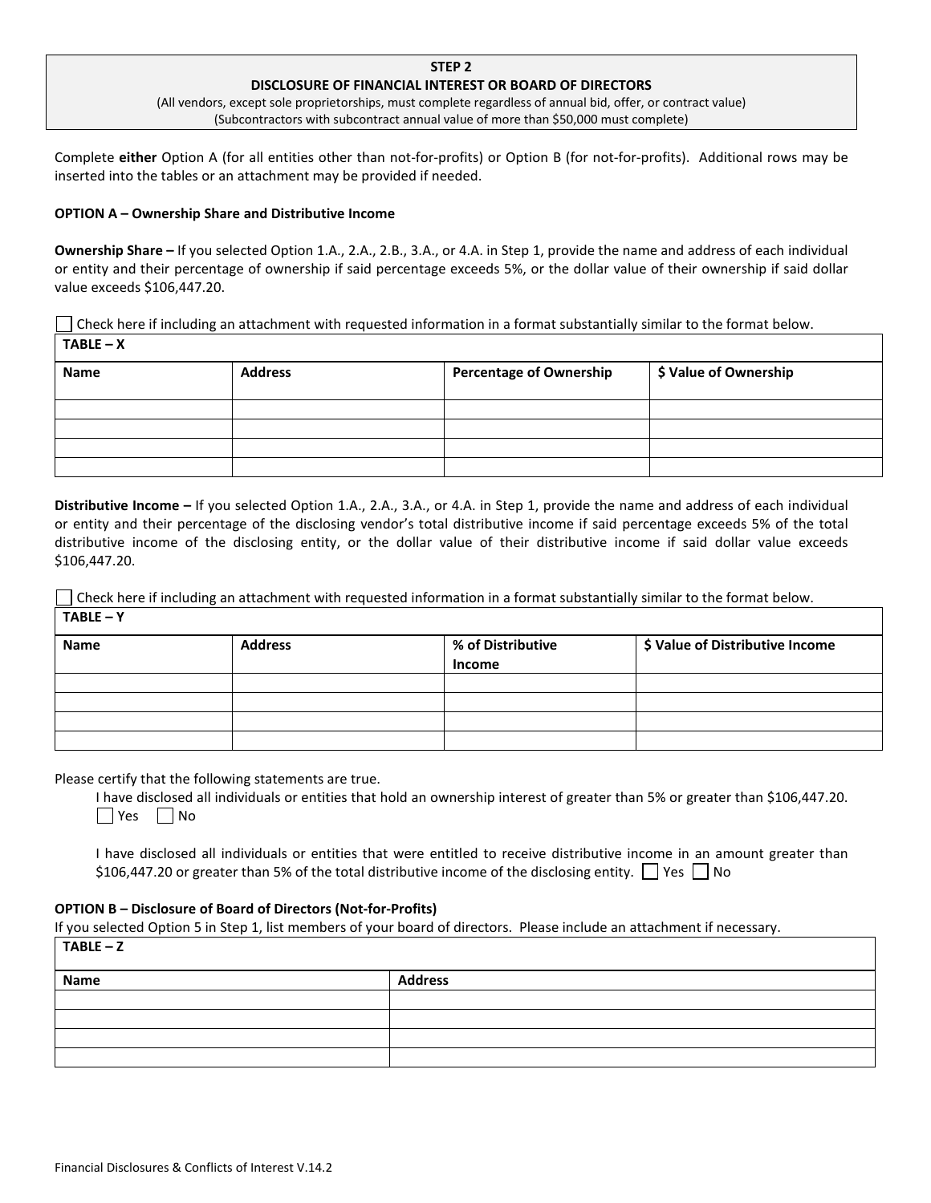**STEP 2**

**DISCLOSURE OF FINANCIAL INTEREST OR BOARD OF DIRECTORS**

(All vendors, except sole proprietorships, must complete regardless of annual bid, offer, or contract value)
(Subcontractors with subcontract annual value of more than $50,000 must complete)

Complete **either** Option A (for all entities other than not-for-profits) or Option B (for not-for-profits). Additional rows may be inserted into the tables or an attachment may be provided if needed.

**OPTION A – Ownership Share and Distributive Income**

**Ownership Share –** If you selected Option 1.A., 2.A., 2.B., 3.A., or 4.A. in Step 1, provide the name and address of each individual or entity and their percentage of ownership if said percentage exceeds 5%, or the dollar value of their ownership if said dollar value exceeds $106,447.20.

☐ Check here if including an attachment with requested information in a format substantially similar to the format below.

**TABLE – X**

| Name | Address | Percentage of Ownership | $ Value of Ownership |
|---|---|---|---|
| | | | |
| | | | |
| | | | |
| | | | |

**Distributive Income –** If you selected Option 1.A., 2.A., 3.A., or 4.A. in Step 1, provide the name and address of each individual or entity and their percentage of the disclosing vendor's total distributive income if said percentage exceeds 5% of the total distributive income of the disclosing entity, or the dollar value of their distributive income if said dollar value exceeds $106,447.20.

☐ Check here if including an attachment with requested information in a format substantially similar to the format below.

**TABLE – Y**

| Name | Address | % of Distributive Income | $ Value of Distributive Income |
|---|---|---|---|
| | | | |
| | | | |
| | | | |
| | | | |

Please certify that the following statements are true.

I have disclosed all individuals or entities that hold an ownership interest of greater than 5% or greater than $106,447.20.
☐ Yes ☐ No

I have disclosed all individuals or entities that were entitled to receive distributive income in an amount greater than $106,447.20 or greater than 5% of the total distributive income of the disclosing entity. ☐ Yes ☐ No

**OPTION B – Disclosure of Board of Directors (Not-for-Profits)**

If you selected Option 5 in Step 1, list members of your board of directors. Please include an attachment if necessary.

**TABLE – Z**

| Name | Address |
|---|---|
| | |
| | |
| | |
| | |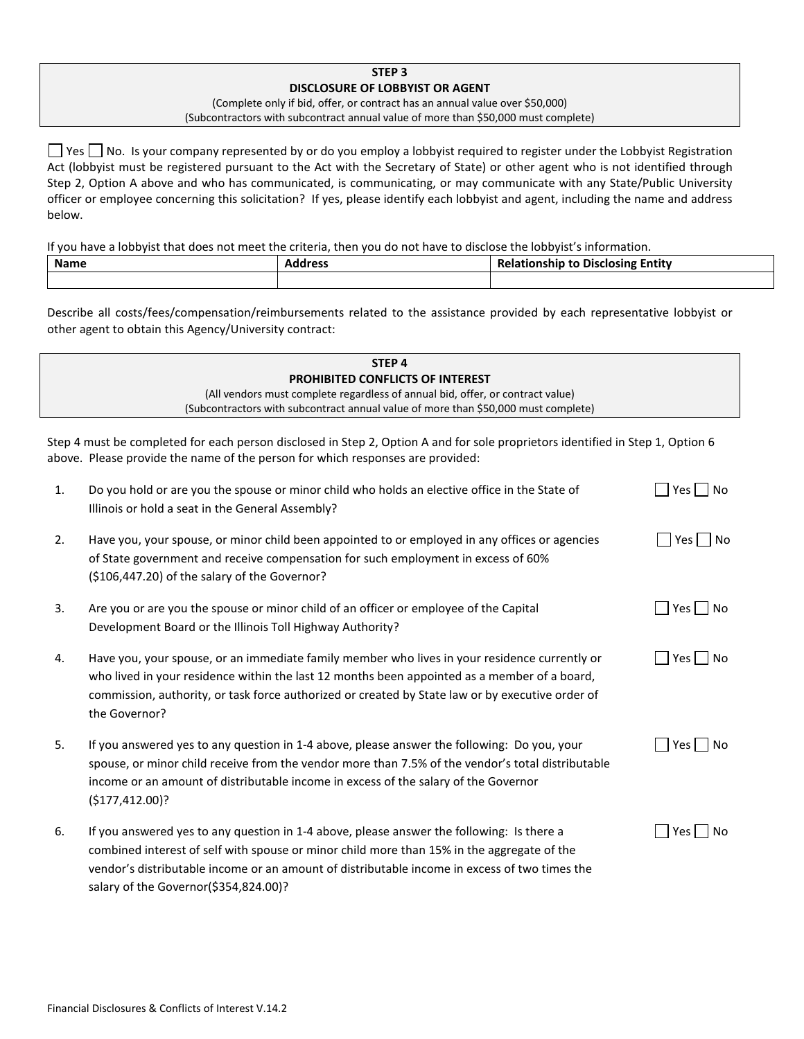**STEP 3**
**DISCLOSURE OF LOBBYIST OR AGENT**
(Complete only if bid, offer, or contract has an annual value over $50,000)
(Subcontractors with subcontract annual value of more than $50,000 must complete)

☐ Yes ☐ No. Is your company represented by or do you employ a lobbyist required to register under the Lobbyist Registration Act (lobbyist must be registered pursuant to the Act with the Secretary of State) or other agent who is not identified through Step 2, Option A above and who has communicated, is communicating, or may communicate with any State/Public University officer or employee concerning this solicitation? If yes, please identify each lobbyist and agent, including the name and address below.

If you have a lobbyist that does not meet the criteria, then you do not have to disclose the lobbyist's information.

| Name | Address | Relationship to Disclosing Entity |
|---|---|---|
| | | |

Describe all costs/fees/compensation/reimbursements related to the assistance provided by each representative lobbyist or other agent to obtain this Agency/University contract:

**STEP 4**
**PROHIBITED CONFLICTS OF INTEREST**
(All vendors must complete regardless of annual bid, offer, or contract value)
(Subcontractors with subcontract annual value of more than $50,000 must complete)

Step 4 must be completed for each person disclosed in Step 2, Option A and for sole proprietors identified in Step 1, Option 6 above. Please provide the name of the person for which responses are provided:

1. Do you hold or are you the spouse or minor child who holds an elective office in the State of Illinois or hold a seat in the General Assembly? ☐ Yes ☐ No

2. Have you, your spouse, or minor child been appointed to or employed in any offices or agencies of State government and receive compensation for such employment in excess of 60% ($106,447.20) of the salary of the Governor? ☐ Yes ☐ No

3. Are you or are you the spouse or minor child of an officer or employee of the Capital Development Board or the Illinois Toll Highway Authority? ☐ Yes ☐ No

4. Have you, your spouse, or an immediate family member who lives in your residence currently or who lived in your residence within the last 12 months been appointed as a member of a board, commission, authority, or task force authorized or created by State law or by executive order of the Governor? ☐ Yes ☐ No

5. If you answered yes to any question in 1-4 above, please answer the following: Do you, your spouse, or minor child receive from the vendor more than 7.5% of the vendor's total distributable income or an amount of distributable income in excess of the salary of the Governor ($177,412.00)? ☐ Yes ☐ No

6. If you answered yes to any question in 1-4 above, please answer the following: Is there a combined interest of self with spouse or minor child more than 15% in the aggregate of the vendor's distributable income or an amount of distributable income in excess of two times the salary of the Governor($354,824.00)? ☐ Yes ☐ No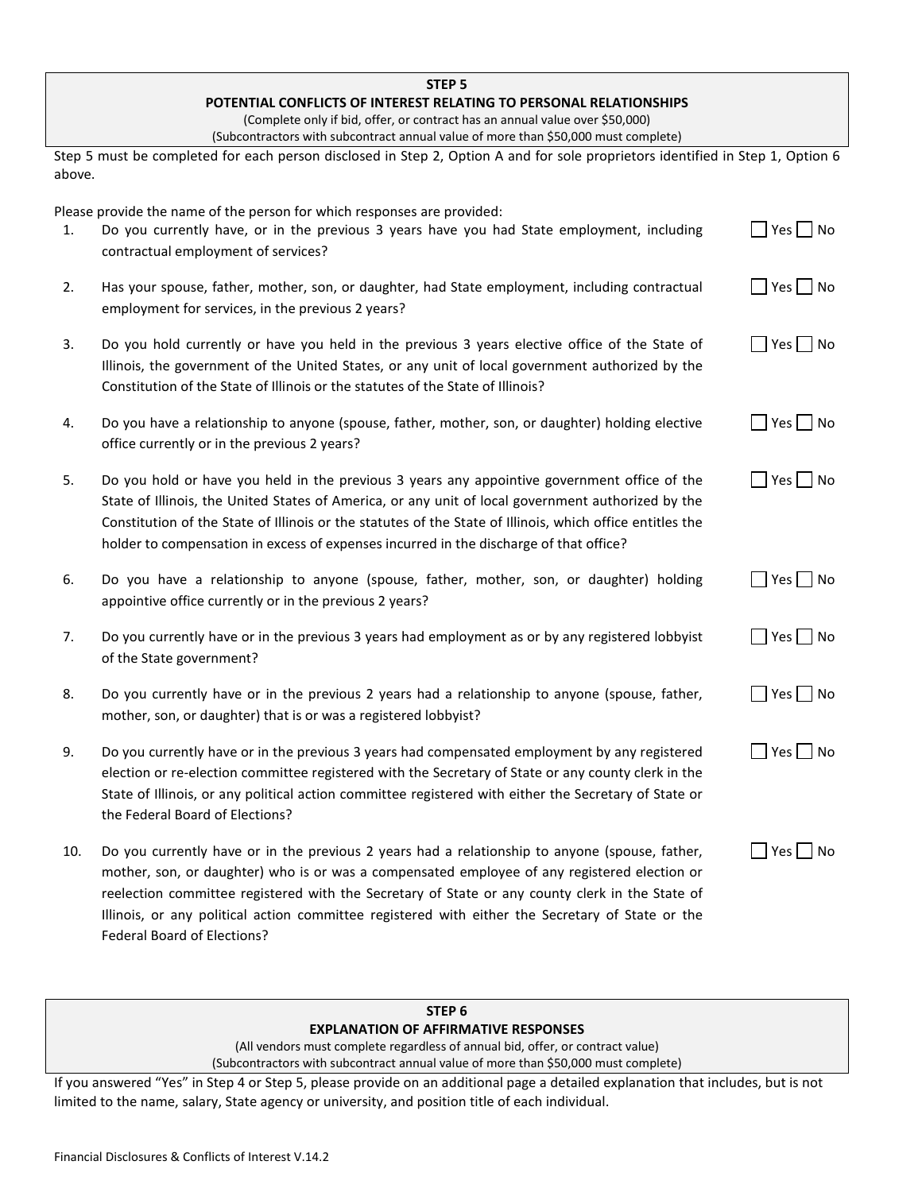## STEP 5

### POTENTIAL CONFLICTS OF INTEREST RELATING TO PERSONAL RELATIONSHIPS

(Complete only if bid, offer, or contract has an annual value over $50,000)
(Subcontractors with subcontract annual value of more than $50,000 must complete)

Step 5 must be completed for each person disclosed in Step 2, Option A and for sole proprietors identified in Step 1, Option 6 above.

Please provide the name of the person for which responses are provided:

1. Do you currently have, or in the previous 3 years have you had State employment, including contractual employment of services? ☐ Yes ☐ No

2. Has your spouse, father, mother, son, or daughter, had State employment, including contractual employment for services, in the previous 2 years? ☐ Yes ☐ No

3. Do you hold currently or have you held in the previous 3 years elective office of the State of Illinois, the government of the United States, or any unit of local government authorized by the Constitution of the State of Illinois or the statutes of the State of Illinois? ☐ Yes ☐ No

4. Do you have a relationship to anyone (spouse, father, mother, son, or daughter) holding elective office currently or in the previous 2 years? ☐ Yes ☐ No

5. Do you hold or have you held in the previous 3 years any appointive government office of the State of Illinois, the United States of America, or any unit of local government authorized by the Constitution of the State of Illinois or the statutes of the State of Illinois, which office entitles the holder to compensation in excess of expenses incurred in the discharge of that office? ☐ Yes ☐ No

6. Do you have a relationship to anyone (spouse, father, mother, son, or daughter) holding appointive office currently or in the previous 2 years? ☐ Yes ☐ No

7. Do you currently have or in the previous 3 years had employment as or by any registered lobbyist of the State government? ☐ Yes ☐ No

8. Do you currently have or in the previous 2 years had a relationship to anyone (spouse, father, mother, son, or daughter) that is or was a registered lobbyist? ☐ Yes ☐ No

9. Do you currently have or in the previous 3 years had compensated employment by any registered election or re-election committee registered with the Secretary of State or any county clerk in the State of Illinois, or any political action committee registered with either the Secretary of State or the Federal Board of Elections? ☐ Yes ☐ No

10. Do you currently have or in the previous 2 years had a relationship to anyone (spouse, father, mother, son, or daughter) who is or was a compensated employee of any registered election or reelection committee registered with the Secretary of State or any county clerk in the State of Illinois, or any political action committee registered with either the Secretary of State or the Federal Board of Elections? ☐ Yes ☐ No

## STEP 6

### EXPLANATION OF AFFIRMATIVE RESPONSES

(All vendors must complete regardless of annual bid, offer, or contract value)
(Subcontractors with subcontract annual value of more than $50,000 must complete)

If you answered "Yes" in Step 4 or Step 5, please provide on an additional page a detailed explanation that includes, but is not limited to the name, salary, State agency or university, and position title of each individual.

Financial Disclosures & Conflicts of Interest V.14.2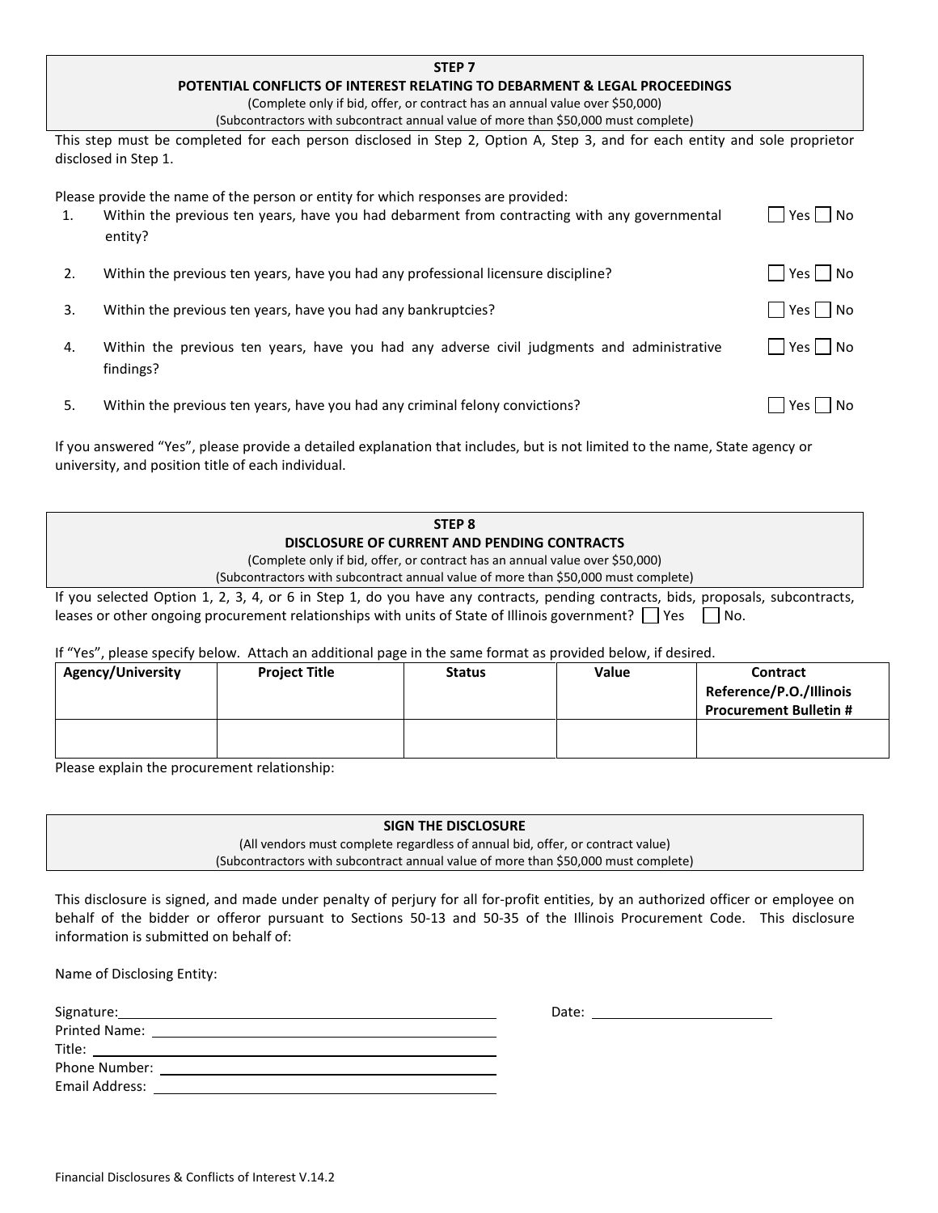## STEP 7
### POTENTIAL CONFLICTS OF INTEREST RELATING TO DEBARMENT & LEGAL PROCEEDINGS
(Complete only if bid, offer, or contract has an annual value over $50,000)
(Subcontractors with subcontract annual value of more than $50,000 must complete)

This step must be completed for each person disclosed in Step 2, Option A, Step 3, and for each entity and sole proprietor disclosed in Step 1.

Please provide the name of the person or entity for which responses are provided:

1. Within the previous ten years, have you had debarment from contracting with any governmental entity? ☐ Yes ☐ No
2. Within the previous ten years, have you had any professional licensure discipline? ☐ Yes ☐ No
3. Within the previous ten years, have you had any bankruptcies? ☐ Yes ☐ No
4. Within the previous ten years, have you had any adverse civil judgments and administrative findings? ☐ Yes ☐ No
5. Within the previous ten years, have you had any criminal felony convictions? ☐ Yes ☐ No

If you answered "Yes", please provide a detailed explanation that includes, but is not limited to the name, State agency or university, and position title of each individual.

## STEP 8
### DISCLOSURE OF CURRENT AND PENDING CONTRACTS
(Complete only if bid, offer, or contract has an annual value over $50,000)
(Subcontractors with subcontract annual value of more than $50,000 must complete)

If you selected Option 1, 2, 3, 4, or 6 in Step 1, do you have any contracts, pending contracts, bids, proposals, subcontracts, leases or other ongoing procurement relationships with units of State of Illinois government? ☐ Yes ☐ No.

If "Yes", please specify below. Attach an additional page in the same format as provided below, if desired.

| Agency/University | Project Title | Status | Value | Contract Reference/P.O./Illinois Procurement Bulletin # |
|---|---|---|---|---|
| | | | | |

Please explain the procurement relationship:

## SIGN THE DISCLOSURE
(All vendors must complete regardless of annual bid, offer, or contract value)
(Subcontractors with subcontract annual value of more than $50,000 must complete)

This disclosure is signed, and made under penalty of perjury for all for-profit entities, by an authorized officer or employee on behalf of the bidder or offeror pursuant to Sections 50-13 and 50-35 of the Illinois Procurement Code. This disclosure information is submitted on behalf of:

Name of Disclosing Entity:

Signature: ______________________ Date: ______________

Printed Name: ______________________

Title: ______________________

Phone Number: ______________________

Email Address: ______________________

Financial Disclosures & Conflicts of Interest V.14.2